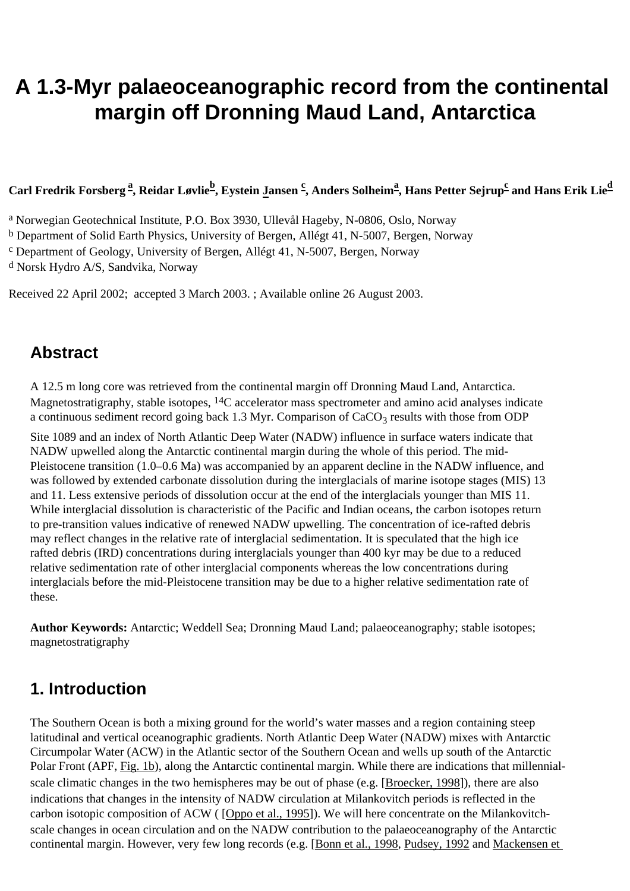# A 1.3-Myr palaeoceanographic record from the continental margin off Dronning Maud Land, Antarctica

**Carl Fredrik Forsberg [a], Reidar Løvlie[b], Eystein Jansen [c], Anders Solheim[a], Hans Petter Sejrup[c] and Hans Erik Lie[d]**

[a] Norwegian Geotechnical Institute, P.O. Box 3930, Ullevål Hageby, N-0806, Oslo, Norway
[b] Department of Solid Earth Physics, University of Bergen, Allégt 41, N-5007, Bergen, Norway
[c] Department of Geology, University of Bergen, Allégt 41, N-5007, Bergen, Norway
[d] Norsk Hydro A/S, Sandvika, Norway

Received 22 April 2002; accepted 3 March 2003. ; Available online 26 August 2003.

## Abstract

A 12.5 m long core was retrieved from the continental margin off Dronning Maud Land, Antarctica. Magnetostratigraphy, stable isotopes, $^{14}C$ accelerator mass spectrometer and amino acid analyses indicate a continuous sediment record going back 1.3 Myr. Comparison of $CaCO_3$ results with those from ODP Site 1089 and an index of North Atlantic Deep Water (NADW) influence in surface waters indicate that NADW upwelled along the Antarctic continental margin during the whole of this period. The mid-Pleistocene transition (1.0–0.6 Ma) was accompanied by an apparent decline in the NADW influence, and was followed by extended carbonate dissolution during the interglacials of marine isotope stages (MIS) 13 and 11. Less extensive periods of dissolution occur at the end of the interglacials younger than MIS 11. While interglacial dissolution is characteristic of the Pacific and Indian oceans, the carbon isotopes return to pre-transition values indicative of renewed NADW upwelling. The concentration of ice-rafted debris may reflect changes in the relative rate of interglacial sedimentation. It is speculated that the high ice rafted debris (IRD) concentrations during interglacials younger than 400 kyr may be due to a reduced relative sedimentation rate of other interglacial components whereas the low concentrations during interglacials before the mid-Pleistocene transition may be due to a higher relative sedimentation rate of these.

**Author Keywords:** Antarctic; Weddell Sea; Dronning Maud Land; palaeoceanography; stable isotopes; magnetostratigraphy

## 1. Introduction

The Southern Ocean is both a mixing ground for the world's water masses and a region containing steep latitudinal and vertical oceanographic gradients. North Atlantic Deep Water (NADW) mixes with Antarctic Circumpolar Water (ACW) in the Atlantic sector of the Southern Ocean and wells up south of the Antarctic Polar Front (APF, Fig. 1b), along the Antarctic continental margin. While there are indications that millennial-scale climatic changes in the two hemispheres may be out of phase (e.g. [Broecker, 1998]), there are also indications that changes in the intensity of NADW circulation at Milankovitch periods is reflected in the carbon isotopic composition of ACW ( [Oppo et al., 1995]). We will here concentrate on the Milankovitch-scale changes in ocean circulation and on the NADW contribution to the palaeoceanography of the Antarctic continental margin. However, very few long records (e.g. [Bonn et al., 1998, Pudsey, 1992 and Mackensen et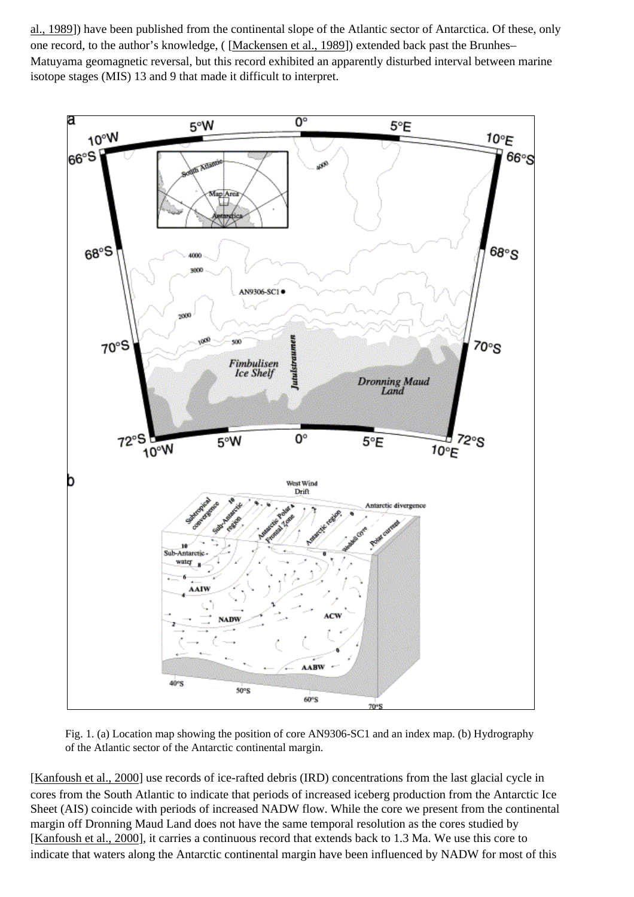al., 1989]) have been published from the continental slope of the Atlantic sector of Antarctica. Of these, only one record, to the author's knowledge, ( [Mackensen et al., 1989]) extended back past the Brunhes–Matuyama geomagnetic reversal, but this record exhibited an apparently disturbed interval between marine isotope stages (MIS) 13 and 9 that made it difficult to interpret.

Fig. 1. (a) Location map showing the position of core AN9306-SC1 and an index map. (b) Hydrography of the Atlantic sector of the Antarctic continental margin.

[Kanfoush et al., 2000] use records of ice-rafted debris (IRD) concentrations from the last glacial cycle in cores from the South Atlantic to indicate that periods of increased iceberg production from the Antarctic Ice Sheet (AIS) coincide with periods of increased NADW flow. While the core we present from the continental margin off Dronning Maud Land does not have the same temporal resolution as the cores studied by [Kanfoush et al., 2000], it carries a continuous record that extends back to 1.3 Ma. We use this core to indicate that waters along the Antarctic continental margin have been influenced by NADW for most of this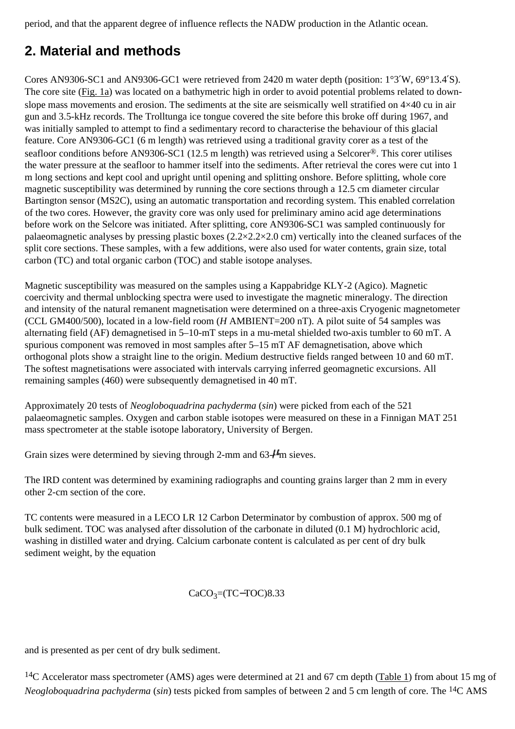period, and that the apparent degree of influence reflects the NADW production in the Atlantic ocean.

## 2. Material and methods

Cores AN9306-SC1 and AN9306-GC1 were retrieved from 2420 m water depth (position: 1°3′W, 69°13.4′S). The core site (Fig. 1a) was located on a bathymetric high in order to avoid potential problems related to down-slope mass movements and erosion. The sediments at the site are seismically well stratified on 4×40 cu in air gun and 3.5-kHz records. The Trolltunga ice tongue covered the site before this broke off during 1967, and was initially sampled to attempt to find a sedimentary record to characterise the behaviour of this glacial feature. Core AN9306-GC1 (6 m length) was retrieved using a traditional gravity corer as a test of the seafloor conditions before AN9306-SC1 (12.5 m length) was retrieved using a Selcorer®. This corer utilises the water pressure at the seafloor to hammer itself into the sediments. After retrieval the cores were cut into 1 m long sections and kept cool and upright until opening and splitting onshore. Before splitting, whole core magnetic susceptibility was determined by running the core sections through a 12.5 cm diameter circular Bartington sensor (MS2C), using an automatic transportation and recording system. This enabled correlation of the two cores. However, the gravity core was only used for preliminary amino acid age determinations before work on the Selcore was initiated. After splitting, core AN9306-SC1 was sampled continuously for palaeomagnetic analyses by pressing plastic boxes (2.2×2.2×2.0 cm) vertically into the cleaned surfaces of the split core sections. These samples, with a few additions, were also used for water contents, grain size, total carbon (TC) and total organic carbon (TOC) and stable isotope analyses.

Magnetic susceptibility was measured on the samples using a Kappabridge KLY-2 (Agico). Magnetic coercivity and thermal unblocking spectra were used to investigate the magnetic mineralogy. The direction and intensity of the natural remanent magnetisation were determined on a three-axis Cryogenic magnetometer (CCL GM400/500), located in a low-field room ($H$ AMBIENT=200 nT). A pilot suite of 54 samples was alternating field (AF) demagnetised in 5–10-mT steps in a mu-metal shielded two-axis tumbler to 60 mT. A spurious component was removed in most samples after 5–15 mT AF demagnetisation, above which orthogonal plots show a straight line to the origin. Medium destructive fields ranged between 10 and 60 mT. The softest magnetisations were associated with intervals carrying inferred geomagnetic excursions. All remaining samples (460) were subsequently demagnetised in 40 mT.

Approximately 20 tests of *Neogloboquadrina pachyderma* (*sin*) were picked from each of the 521 palaeomagnetic samples. Oxygen and carbon stable isotopes were measured on these in a Finnigan MAT 251 mass spectrometer at the stable isotope laboratory, University of Bergen.

Grain sizes were determined by sieving through 2-mm and 63-$\mu$m sieves.

The IRD content was determined by examining radiographs and counting grains larger than 2 mm in every other 2-cm section of the core.

TC contents were measured in a LECO LR 12 Carbon Determinator by combustion of approx. 500 mg of bulk sediment. TOC was analysed after dissolution of the carbonate in diluted (0.1 M) hydrochloric acid, washing in distilled water and drying. Calcium carbonate content is calculated as per cent of dry bulk sediment weight, by the equation

$$CaCO_3=(TC-TOC)8.33$$

and is presented as per cent of dry bulk sediment.

$^{14}C$ Accelerator mass spectrometer (AMS) ages were determined at 21 and 67 cm depth (Table 1) from about 15 mg of *Neogloboquadrina pachyderma* (*sin*) tests picked from samples of between 2 and 5 cm length of core. The $^{14}C$ AMS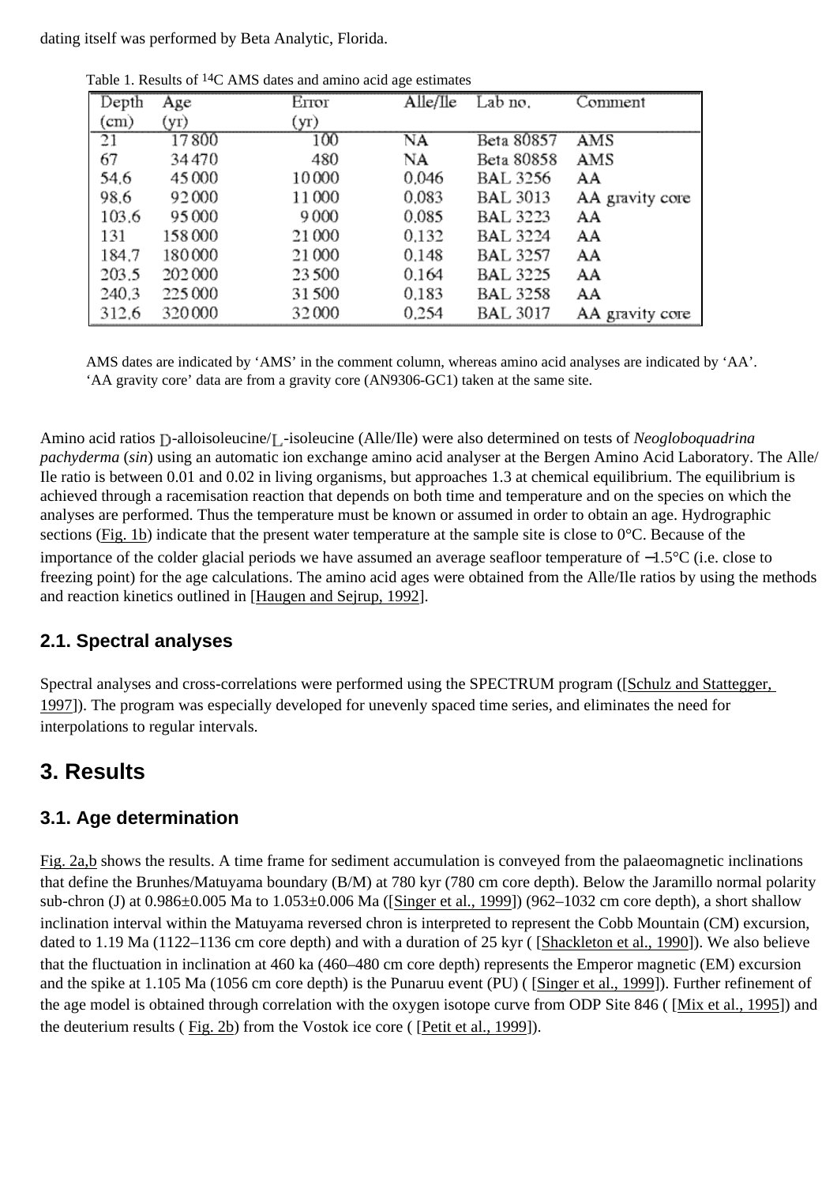dating itself was performed by Beta Analytic, Florida.

Table 1. Results of $^{14}C$ AMS dates and amino acid age estimates

| Depth (cm) | Age (yr) | Error (yr) | Alle/Ile | Lab no. | Comment |
|---|---|---|---|---|---|
| 21 | 17800 | 100 | NA | Beta 80857 | AMS |
| 67 | 34470 | 480 | NA | Beta 80858 | AMS |
| 54,6 | 45000 | 10000 | 0,046 | BAL 3256 | AA |
| 98,6 | 92000 | 11000 | 0,083 | BAL 3013 | AA gravity core |
| 103,6 | 95000 | 9000 | 0,085 | BAL 3223 | AA |
| 131 | 158000 | 21000 | 0,132 | BAL 3224 | AA |
| 184,7 | 180000 | 21000 | 0,148 | BAL 3257 | AA |
| 203,5 | 202000 | 23500 | 0,164 | BAL 3225 | AA |
| 240,3 | 225000 | 31500 | 0,183 | BAL 3258 | AA |
| 312,6 | 320000 | 32000 | 0,254 | BAL 3017 | AA gravity core |

AMS dates are indicated by 'AMS' in the comment column, whereas amino acid analyses are indicated by 'AA'. 'AA gravity core' data are from a gravity core (AN9306-GC1) taken at the same site.

Amino acid ratios D-alloisoleucine/L-isoleucine (Alle/Ile) were also determined on tests of *Neogloboquadrina pachyderma* (*sin*) using an automatic ion exchange amino acid analyser at the Bergen Amino Acid Laboratory. The Alle/Ile ratio is between 0.01 and 0.02 in living organisms, but approaches 1.3 at chemical equilibrium. The equilibrium is achieved through a racemisation reaction that depends on both time and temperature and on the species on which the analyses are performed. Thus the temperature must be known or assumed in order to obtain an age. Hydrographic sections (Fig. 1b) indicate that the present water temperature at the sample site is close to 0°C. Because of the importance of the colder glacial periods we have assumed an average seafloor temperature of −1.5°C (i.e. close to freezing point) for the age calculations. The amino acid ages were obtained from the Alle/Ile ratios by using the methods and reaction kinetics outlined in [Haugen and Sejrup, 1992].

### 2.1. Spectral analyses

Spectral analyses and cross-correlations were performed using the SPECTRUM program ([Schulz and Stattegger, 1997]). The program was especially developed for unevenly spaced time series, and eliminates the need for interpolations to regular intervals.

## 3. Results

### 3.1. Age determination

Fig. 2a,b shows the results. A time frame for sediment accumulation is conveyed from the palaeomagnetic inclinations that define the Brunhes/Matuyama boundary (B/M) at 780 kyr (780 cm core depth). Below the Jaramillo normal polarity sub-chron (J) at 0.986±0.005 Ma to 1.053±0.006 Ma ([Singer et al., 1999]) (962–1032 cm core depth), a short shallow inclination interval within the Matuyama reversed chron is interpreted to represent the Cobb Mountain (CM) excursion, dated to 1.19 Ma (1122–1136 cm core depth) and with a duration of 25 kyr ( [Shackleton et al., 1990]). We also believe that the fluctuation in inclination at 460 ka (460–480 cm core depth) represents the Emperor magnetic (EM) excursion and the spike at 1.105 Ma (1056 cm core depth) is the Punaruu event (PU) ( [Singer et al., 1999]). Further refinement of the age model is obtained through correlation with the oxygen isotope curve from ODP Site 846 ( [Mix et al., 1995]) and the deuterium results ( Fig. 2b) from the Vostok ice core ( [Petit et al., 1999]).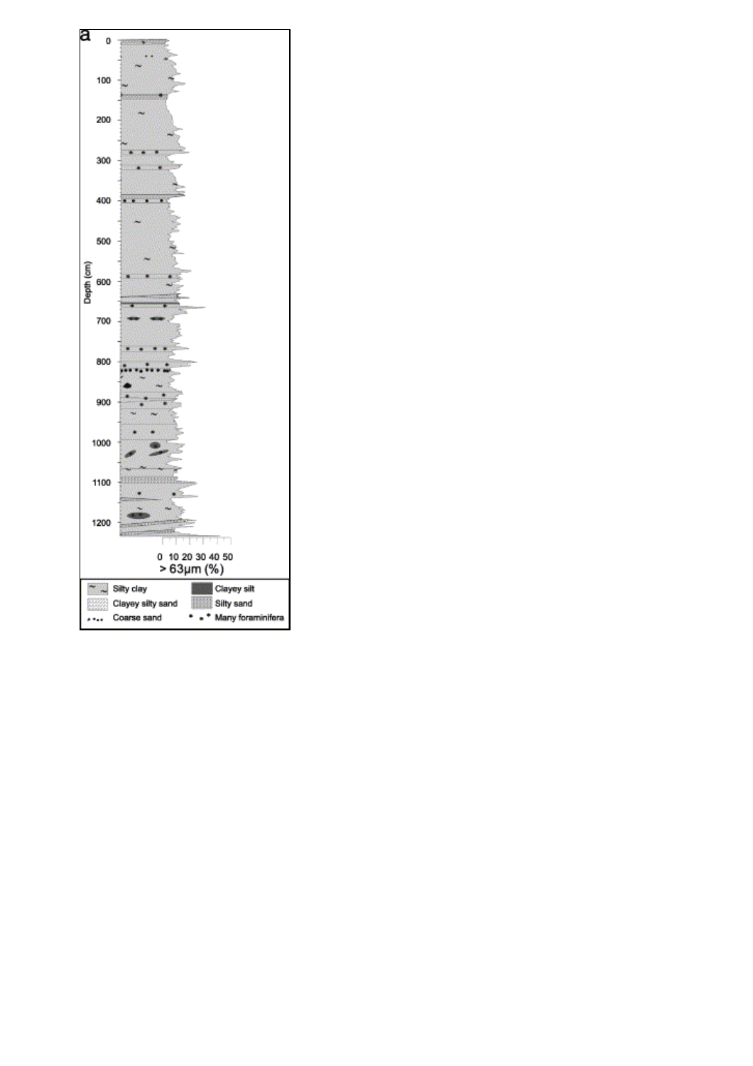a

Depth (cm)

0
100
200
300
400
500
600
700
800
900
1000
1100
1200

0 10 20 30 40 50

> 63μm (%)

Silty clay

Clayey silt

Clayey silty sand

Silty sand

Coarse sand

Many foraminifera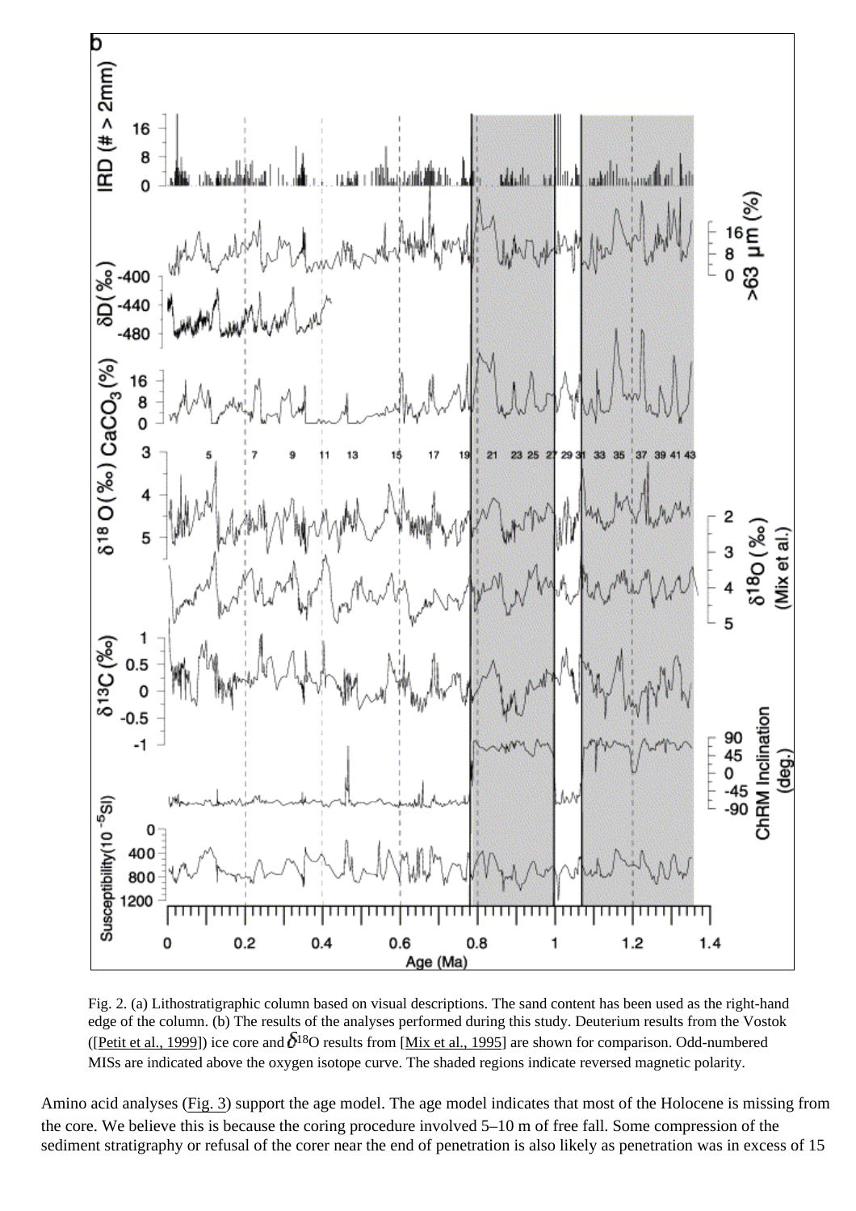Fig. 2. (a) Lithostratigraphic column based on visual descriptions. The sand content has been used as the right-hand edge of the column. (b) The results of the analyses performed during this study. Deuterium results from the Vostok ([Petit et al., 1999]) ice core and $\delta^{18}$O results from [Mix et al., 1995] are shown for comparison. Odd-numbered MISs are indicated above the oxygen isotope curve. The shaded regions indicate reversed magnetic polarity.

Amino acid analyses (Fig. 3) support the age model. The age model indicates that most of the Holocene is missing from the core. We believe this is because the coring procedure involved 5–10 m of free fall. Some compression of the sediment stratigraphy or refusal of the corer near the end of penetration is also likely as penetration was in excess of 15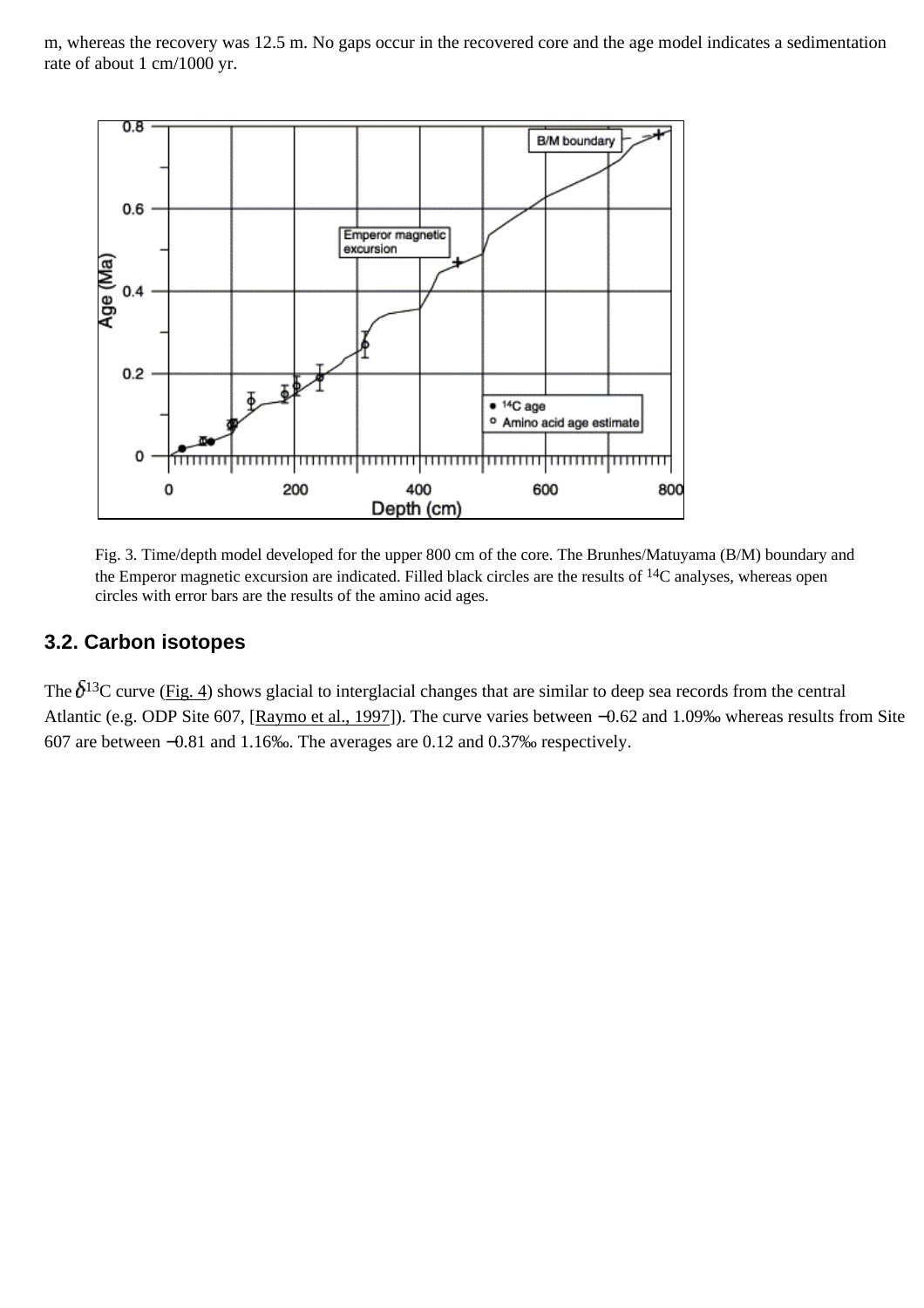m, whereas the recovery was 12.5 m. No gaps occur in the recovered core and the age model indicates a sedimentation rate of about 1 cm/1000 yr.

Fig. 3. Time/depth model developed for the upper 800 cm of the core. The Brunhes/Matuyama (B/M) boundary and the Emperor magnetic excursion are indicated. Filled black circles are the results of $^{14}C$ analyses, whereas open circles with error bars are the results of the amino acid ages.

### 3.2. Carbon isotopes

The $\delta^{13}C$ curve (Fig. 4) shows glacial to interglacial changes that are similar to deep sea records from the central Atlantic (e.g. ODP Site 607, [Raymo et al., 1997]). The curve varies between −0.62 and 1.09‰ whereas results from Site 607 are between −0.81 and 1.16‰. The averages are 0.12 and 0.37‰ respectively.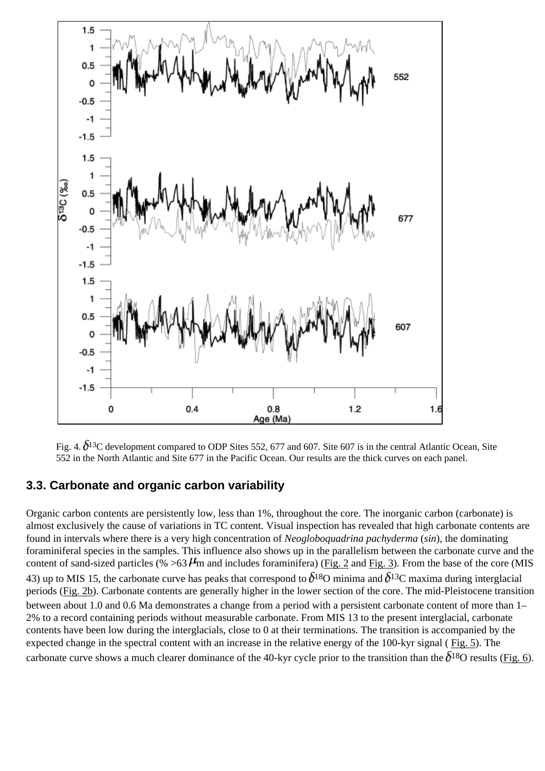Fig. 4. $\delta^{13}C$ development compared to ODP Sites 552, 677 and 607. Site 607 is in the central Atlantic Ocean, Site 552 in the North Atlantic and Site 677 in the Pacific Ocean. Our results are the thick curves on each panel.

### 3.3. Carbonate and organic carbon variability

Organic carbon contents are persistently low, less than 1%, throughout the core. The inorganic carbon (carbonate) is almost exclusively the cause of variations in TC content. Visual inspection has revealed that high carbonate contents are found in intervals where there is a very high concentration of *Neogloboquadrina pachyderma* (*sin*), the dominating foraminiferal species in the samples. This influence also shows up in the parallelism between the carbonate curve and the content of sand-sized particles (% >63 $\mu$m and includes foraminifera) (Fig. 2 and Fig. 3). From the base of the core (MIS 43) up to MIS 15, the carbonate curve has peaks that correspond to $\delta^{18}O$ minima and $\delta^{13}C$ maxima during interglacial periods (Fig. 2b). Carbonate contents are generally higher in the lower section of the core. The mid-Pleistocene transition between about 1.0 and 0.6 Ma demonstrates a change from a period with a persistent carbonate content of more than 1–2% to a record containing periods without measurable carbonate. From MIS 13 to the present interglacial, carbonate contents have been low during the interglacials, close to 0 at their terminations. The transition is accompanied by the expected change in the spectral content with an increase in the relative energy of the 100-kyr signal ( Fig. 5). The carbonate curve shows a much clearer dominance of the 40-kyr cycle prior to the transition than the $\delta^{18}O$ results (Fig. 6).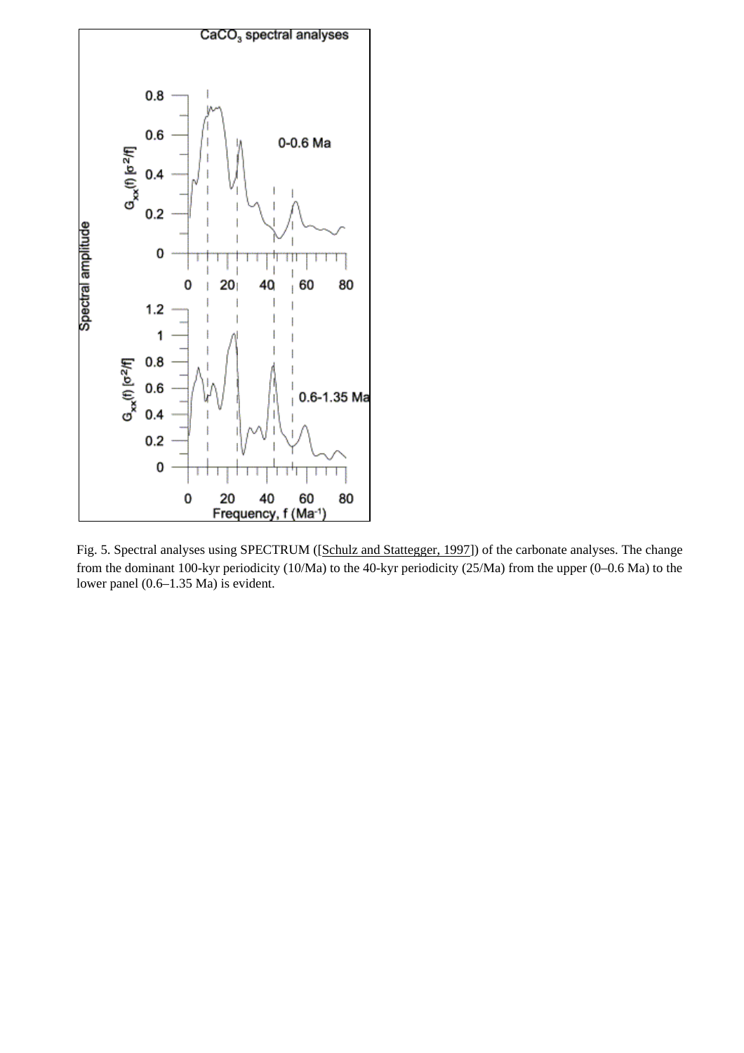Fig. 5. Spectral analyses using SPECTRUM ([Schulz and Stattegger, 1997]) of the carbonate analyses. The change from the dominant 100-kyr periodicity (10/Ma) to the 40-kyr periodicity (25/Ma) from the upper (0–0.6 Ma) to the lower panel (0.6–1.35 Ma) is evident.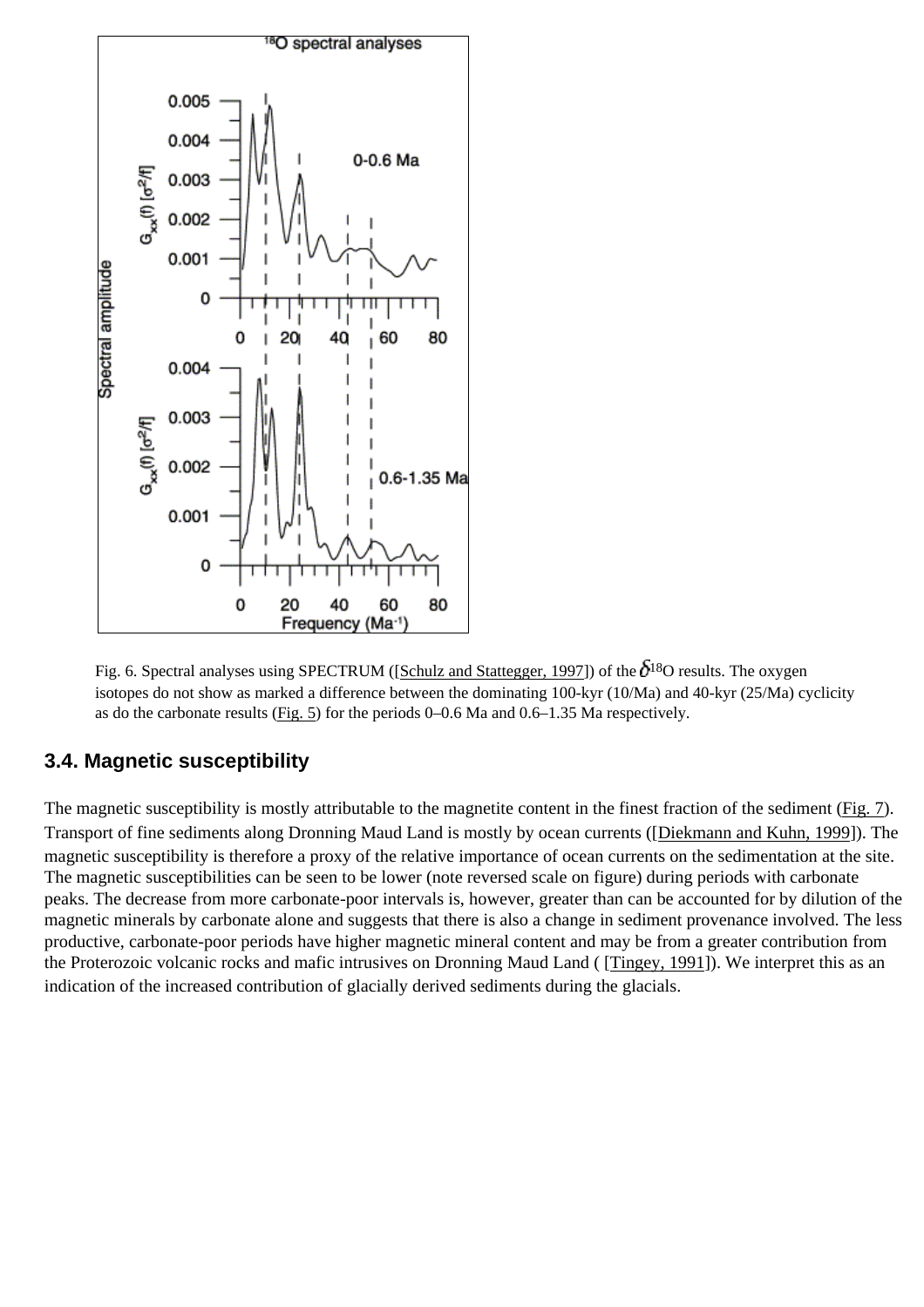Fig. 6. Spectral analyses using SPECTRUM ([Schulz and Stattegger, 1997]) of the $\delta^{18}$O results. The oxygen isotopes do not show as marked a difference between the dominating 100-kyr (10/Ma) and 40-kyr (25/Ma) cyclicity as do the carbonate results (Fig. 5) for the periods 0–0.6 Ma and 0.6–1.35 Ma respectively.

### 3.4. Magnetic susceptibility

The magnetic susceptibility is mostly attributable to the magnetite content in the finest fraction of the sediment (Fig. 7). Transport of fine sediments along Dronning Maud Land is mostly by ocean currents ([Diekmann and Kuhn, 1999]). The magnetic susceptibility is therefore a proxy of the relative importance of ocean currents on the sedimentation at the site. The magnetic susceptibilities can be seen to be lower (note reversed scale on figure) during periods with carbonate peaks. The decrease from more carbonate-poor intervals is, however, greater than can be accounted for by dilution of the magnetic minerals by carbonate alone and suggests that there is also a change in sediment provenance involved. The less productive, carbonate-poor periods have higher magnetic mineral content and may be from a greater contribution from the Proterozoic volcanic rocks and mafic intrusives on Dronning Maud Land ( [Tingey, 1991]). We interpret this as an indication of the increased contribution of glacially derived sediments during the glacials.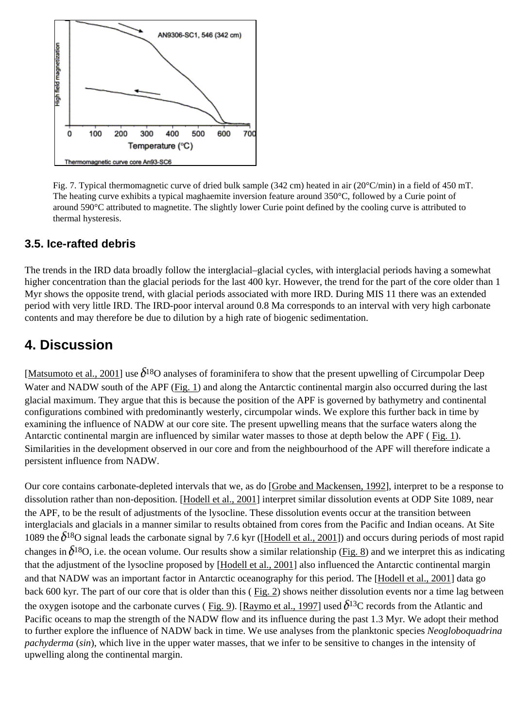Fig. 7. Typical thermomagnetic curve of dried bulk sample (342 cm) heated in air (20°C/min) in a field of 450 mT. The heating curve exhibits a typical maghaemite inversion feature around 350°C, followed by a Curie point of around 590°C attributed to magnetite. The slightly lower Curie point defined by the cooling curve is attributed to thermal hysteresis.

### 3.5. Ice-rafted debris

The trends in the IRD data broadly follow the interglacial–glacial cycles, with interglacial periods having a somewhat higher concentration than the glacial periods for the last 400 kyr. However, the trend for the part of the core older than 1 Myr shows the opposite trend, with glacial periods associated with more IRD. During MIS 11 there was an extended period with very little IRD. The IRD-poor interval around 0.8 Ma corresponds to an interval with very high carbonate contents and may therefore be due to dilution by a high rate of biogenic sedimentation.

## 4. Discussion

[Matsumoto et al., 2001] use $\delta^{18}$O analyses of foraminifera to show that the present upwelling of Circumpolar Deep Water and NADW south of the APF (Fig. 1) and along the Antarctic continental margin also occurred during the last glacial maximum. They argue that this is because the position of the APF is governed by bathymetry and continental configurations combined with predominantly westerly, circumpolar winds. We explore this further back in time by examining the influence of NADW at our core site. The present upwelling means that the surface waters along the Antarctic continental margin are influenced by similar water masses to those at depth below the APF ( Fig. 1). Similarities in the development observed in our core and from the neighbourhood of the APF will therefore indicate a persistent influence from NADW.

Our core contains carbonate-depleted intervals that we, as do [Grobe and Mackensen, 1992], interpret to be a response to dissolution rather than non-deposition. [Hodell et al., 2001] interpret similar dissolution events at ODP Site 1089, near the APF, to be the result of adjustments of the lysocline. These dissolution events occur at the transition between interglacials and glacials in a manner similar to results obtained from cores from the Pacific and Indian oceans. At Site 1089 the $\delta^{18}$O signal leads the carbonate signal by 7.6 kyr ([Hodell et al., 2001]) and occurs during periods of most rapid changes in $\delta^{18}$O, i.e. the ocean volume. Our results show a similar relationship (Fig. 8) and we interpret this as indicating that the adjustment of the lysocline proposed by [Hodell et al., 2001] also influenced the Antarctic continental margin and that NADW was an important factor in Antarctic oceanography for this period. The [Hodell et al., 2001] data go back 600 kyr. The part of our core that is older than this ( Fig. 2) shows neither dissolution events nor a time lag between the oxygen isotope and the carbonate curves ( Fig. 9). [Raymo et al., 1997] used $\delta^{13}$C records from the Atlantic and Pacific oceans to map the strength of the NADW flow and its influence during the past 1.3 Myr. We adopt their method to further explore the influence of NADW back in time. We use analyses from the planktonic species *Neogloboquadrina pachyderma* (*sin*), which live in the upper water masses, that we infer to be sensitive to changes in the intensity of upwelling along the continental margin.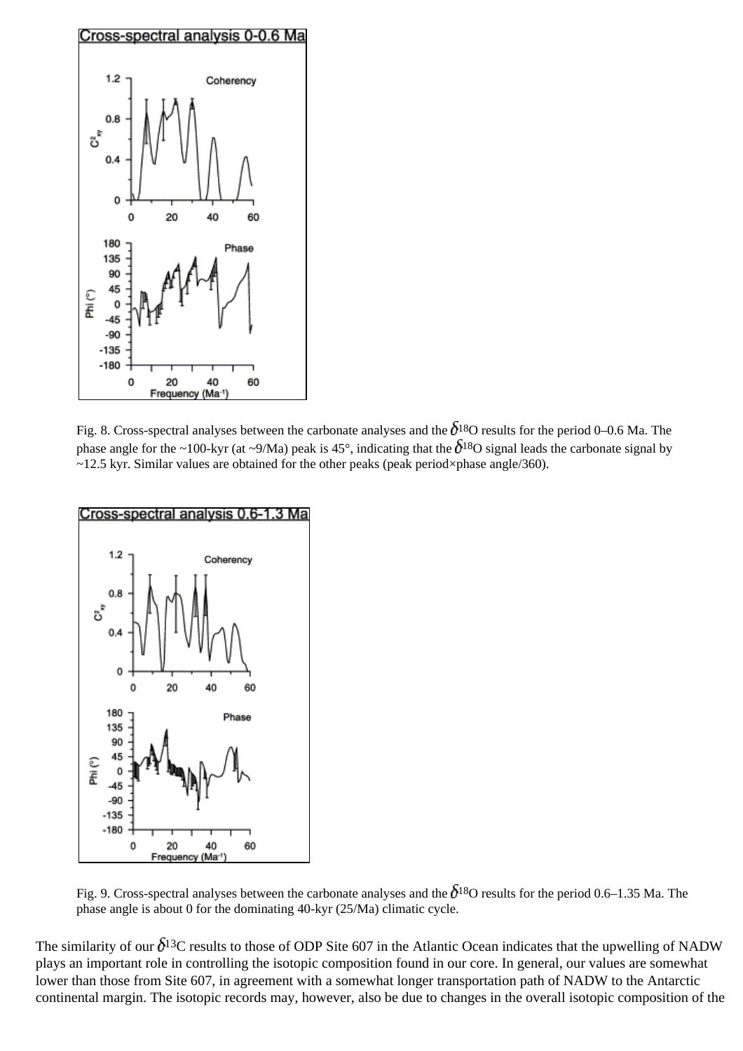Fig. 8. Cross-spectral analyses between the carbonate analyses and the $\delta^{18}$O results for the period 0–0.6 Ma. The phase angle for the ~100-kyr (at ~9/Ma) peak is 45°, indicating that the $\delta^{18}$O signal leads the carbonate signal by ~12.5 kyr. Similar values are obtained for the other peaks (peak period×phase angle/360).

Fig. 9. Cross-spectral analyses between the carbonate analyses and the $\delta^{18}$O results for the period 0.6–1.35 Ma. The phase angle is about 0 for the dominating 40-kyr (25/Ma) climatic cycle.

The similarity of our $\delta^{13}$C results to those of ODP Site 607 in the Atlantic Ocean indicates that the upwelling of NADW plays an important role in controlling the isotopic composition found in our core. In general, our values are somewhat lower than those from Site 607, in agreement with a somewhat longer transportation path of NADW to the Antarctic continental margin. The isotopic records may, however, also be due to changes in the overall isotopic composition of the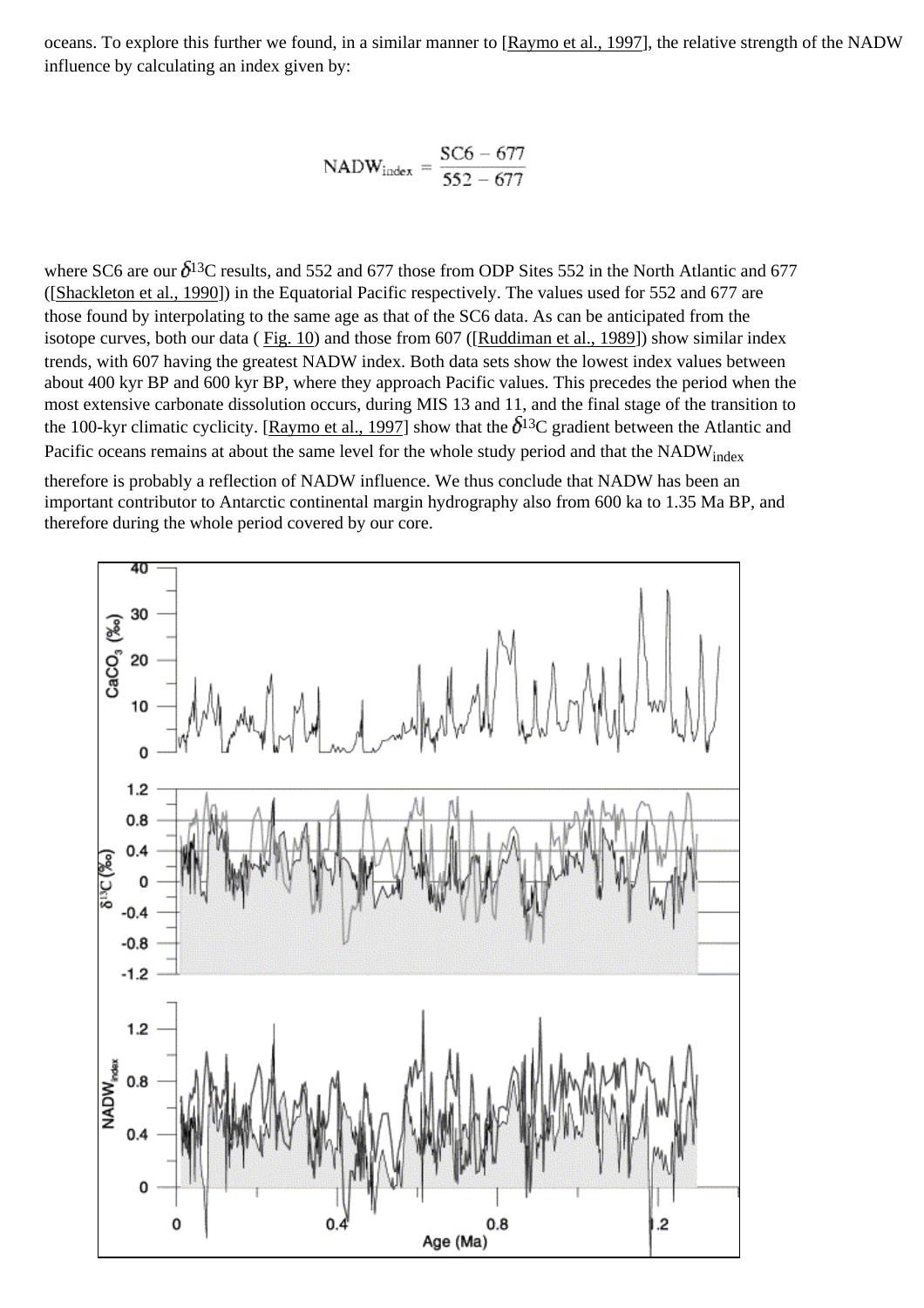oceans. To explore this further we found, in a similar manner to [Raymo et al., 1997], the relative strength of the NADW influence by calculating an index given by:

$$\mathrm{NADW_{index}} = \frac{\mathrm{SC6} - 677}{552 - 677}$$

where SC6 are our $\delta^{13}C$ results, and 552 and 677 those from ODP Sites 552 in the North Atlantic and 677 ([Shackleton et al., 1990]) in the Equatorial Pacific respectively. The values used for 552 and 677 are those found by interpolating to the same age as that of the SC6 data. As can be anticipated from the isotope curves, both our data ( Fig. 10) and those from 607 ([Ruddiman et al., 1989]) show similar index trends, with 607 having the greatest NADW index. Both data sets show the lowest index values between about 400 kyr BP and 600 kyr BP, where they approach Pacific values. This precedes the period when the most extensive carbonate dissolution occurs, during MIS 13 and 11, and the final stage of the transition to the 100-kyr climatic cyclicity. [Raymo et al., 1997] show that the $\delta^{13}C$ gradient between the Atlantic and Pacific oceans remains at about the same level for the whole study period and that the $\mathrm{NADW_{index}}$ therefore is probably a reflection of NADW influence. We thus conclude that NADW has been an important contributor to Antarctic continental margin hydrography also from 600 ka to 1.35 Ma BP, and therefore during the whole period covered by our core.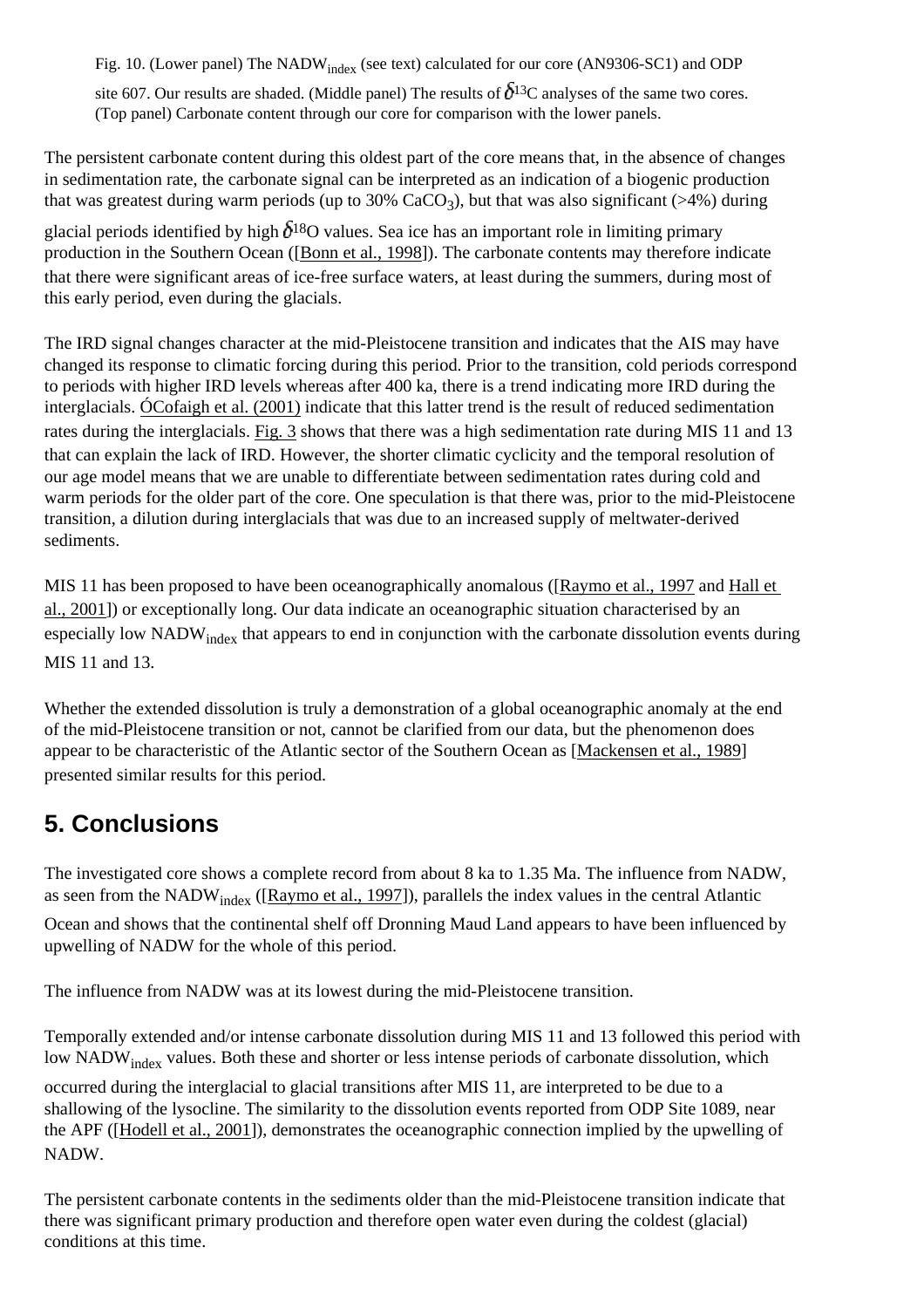Fig. 10. (Lower panel) The $NADW_{index}$ (see text) calculated for our core (AN9306-SC1) and ODP site 607. Our results are shaded. (Middle panel) The results of $\delta^{13}C$ analyses of the same two cores. (Top panel) Carbonate content through our core for comparison with the lower panels.

The persistent carbonate content during this oldest part of the core means that, in the absence of changes in sedimentation rate, the carbonate signal can be interpreted as an indication of a biogenic production that was greatest during warm periods (up to 30% $CaCO_3$), but that was also significant (>4%) during glacial periods identified by high $\delta^{18}O$ values. Sea ice has an important role in limiting primary production in the Southern Ocean ([Bonn et al., 1998]). The carbonate contents may therefore indicate that there were significant areas of ice-free surface waters, at least during the summers, during most of this early period, even during the glacials.

The IRD signal changes character at the mid-Pleistocene transition and indicates that the AIS may have changed its response to climatic forcing during this period. Prior to the transition, cold periods correspond to periods with higher IRD levels whereas after 400 ka, there is a trend indicating more IRD during the interglacials. ÓCofaigh et al. (2001) indicate that this latter trend is the result of reduced sedimentation rates during the interglacials. Fig. 3 shows that there was a high sedimentation rate during MIS 11 and 13 that can explain the lack of IRD. However, the shorter climatic cyclicity and the temporal resolution of our age model means that we are unable to differentiate between sedimentation rates during cold and warm periods for the older part of the core. One speculation is that there was, prior to the mid-Pleistocene transition, a dilution during interglacials that was due to an increased supply of meltwater-derived sediments.

MIS 11 has been proposed to have been oceanographically anomalous ([Raymo et al., 1997 and Hall et al., 2001]) or exceptionally long. Our data indicate an oceanographic situation characterised by an especially low $NADW_{index}$ that appears to end in conjunction with the carbonate dissolution events during MIS 11 and 13.

Whether the extended dissolution is truly a demonstration of a global oceanographic anomaly at the end of the mid-Pleistocene transition or not, cannot be clarified from our data, but the phenomenon does appear to be characteristic of the Atlantic sector of the Southern Ocean as [Mackensen et al., 1989] presented similar results for this period.

## 5. Conclusions

The investigated core shows a complete record from about 8 ka to 1.35 Ma. The influence from NADW, as seen from the $NADW_{index}$ ([Raymo et al., 1997]), parallels the index values in the central Atlantic Ocean and shows that the continental shelf off Dronning Maud Land appears to have been influenced by upwelling of NADW for the whole of this period.

The influence from NADW was at its lowest during the mid-Pleistocene transition.

Temporally extended and/or intense carbonate dissolution during MIS 11 and 13 followed this period with low $NADW_{index}$ values. Both these and shorter or less intense periods of carbonate dissolution, which occurred during the interglacial to glacial transitions after MIS 11, are interpreted to be due to a shallowing of the lysocline. The similarity to the dissolution events reported from ODP Site 1089, near the APF ([Hodell et al., 2001]), demonstrates the oceanographic connection implied by the upwelling of NADW.

The persistent carbonate contents in the sediments older than the mid-Pleistocene transition indicate that there was significant primary production and therefore open water even during the coldest (glacial) conditions at this time.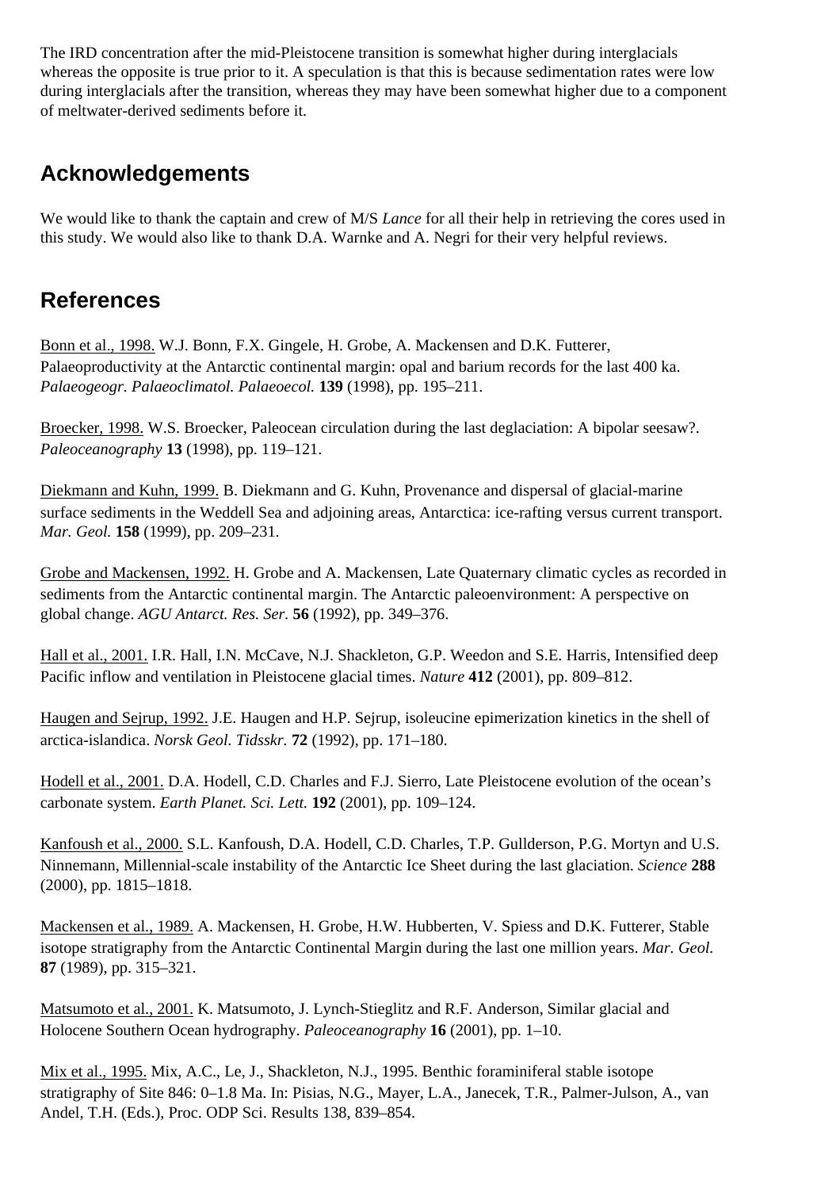The IRD concentration after the mid-Pleistocene transition is somewhat higher during interglacials whereas the opposite is true prior to it. A speculation is that this is because sedimentation rates were low during interglacials after the transition, whereas they may have been somewhat higher due to a component of meltwater-derived sediments before it.

## Acknowledgements

We would like to thank the captain and crew of M/S *Lance* for all their help in retrieving the cores used in this study. We would also like to thank D.A. Warnke and A. Negri for their very helpful reviews.

## References

Bonn et al., 1998. W.J. Bonn, F.X. Gingele, H. Grobe, A. Mackensen and D.K. Futterer, Palaeoproductivity at the Antarctic continental margin: opal and barium records for the last 400 ka. *Palaeogeogr. Palaeoclimatol. Palaeoecol.* **139** (1998), pp. 195–211.

Broecker, 1998. W.S. Broecker, Paleocean circulation during the last deglaciation: A bipolar seesaw?. *Paleoceanography* **13** (1998), pp. 119–121.

Diekmann and Kuhn, 1999. B. Diekmann and G. Kuhn, Provenance and dispersal of glacial-marine surface sediments in the Weddell Sea and adjoining areas, Antarctica: ice-rafting versus current transport. *Mar. Geol.* **158** (1999), pp. 209–231.

Grobe and Mackensen, 1992. H. Grobe and A. Mackensen, Late Quaternary climatic cycles as recorded in sediments from the Antarctic continental margin. The Antarctic paleoenvironment: A perspective on global change. *AGU Antarct. Res. Ser.* **56** (1992), pp. 349–376.

Hall et al., 2001. I.R. Hall, I.N. McCave, N.J. Shackleton, G.P. Weedon and S.E. Harris, Intensified deep Pacific inflow and ventilation in Pleistocene glacial times. *Nature* **412** (2001), pp. 809–812.

Haugen and Sejrup, 1992. J.E. Haugen and H.P. Sejrup, isoleucine epimerization kinetics in the shell of arctica-islandica. *Norsk Geol. Tidsskr.* **72** (1992), pp. 171–180.

Hodell et al., 2001. D.A. Hodell, C.D. Charles and F.J. Sierro, Late Pleistocene evolution of the ocean's carbonate system. *Earth Planet. Sci. Lett.* **192** (2001), pp. 109–124.

Kanfoush et al., 2000. S.L. Kanfoush, D.A. Hodell, C.D. Charles, T.P. Gullderson, P.G. Mortyn and U.S. Ninnemann, Millennial-scale instability of the Antarctic Ice Sheet during the last glaciation. *Science* **288** (2000), pp. 1815–1818.

Mackensen et al., 1989. A. Mackensen, H. Grobe, H.W. Hubberten, V. Spiess and D.K. Futterer, Stable isotope stratigraphy from the Antarctic Continental Margin during the last one million years. *Mar. Geol.* **87** (1989), pp. 315–321.

Matsumoto et al., 2001. K. Matsumoto, J. Lynch-Stieglitz and R.F. Anderson, Similar glacial and Holocene Southern Ocean hydrography. *Paleoceanography* **16** (2001), pp. 1–10.

Mix et al., 1995. Mix, A.C., Le, J., Shackleton, N.J., 1995. Benthic foraminiferal stable isotope stratigraphy of Site 846: 0–1.8 Ma. In: Pisias, N.G., Mayer, L.A., Janecek, T.R., Palmer-Julson, A., van Andel, T.H. (Eds.), Proc. ODP Sci. Results 138, 839–854.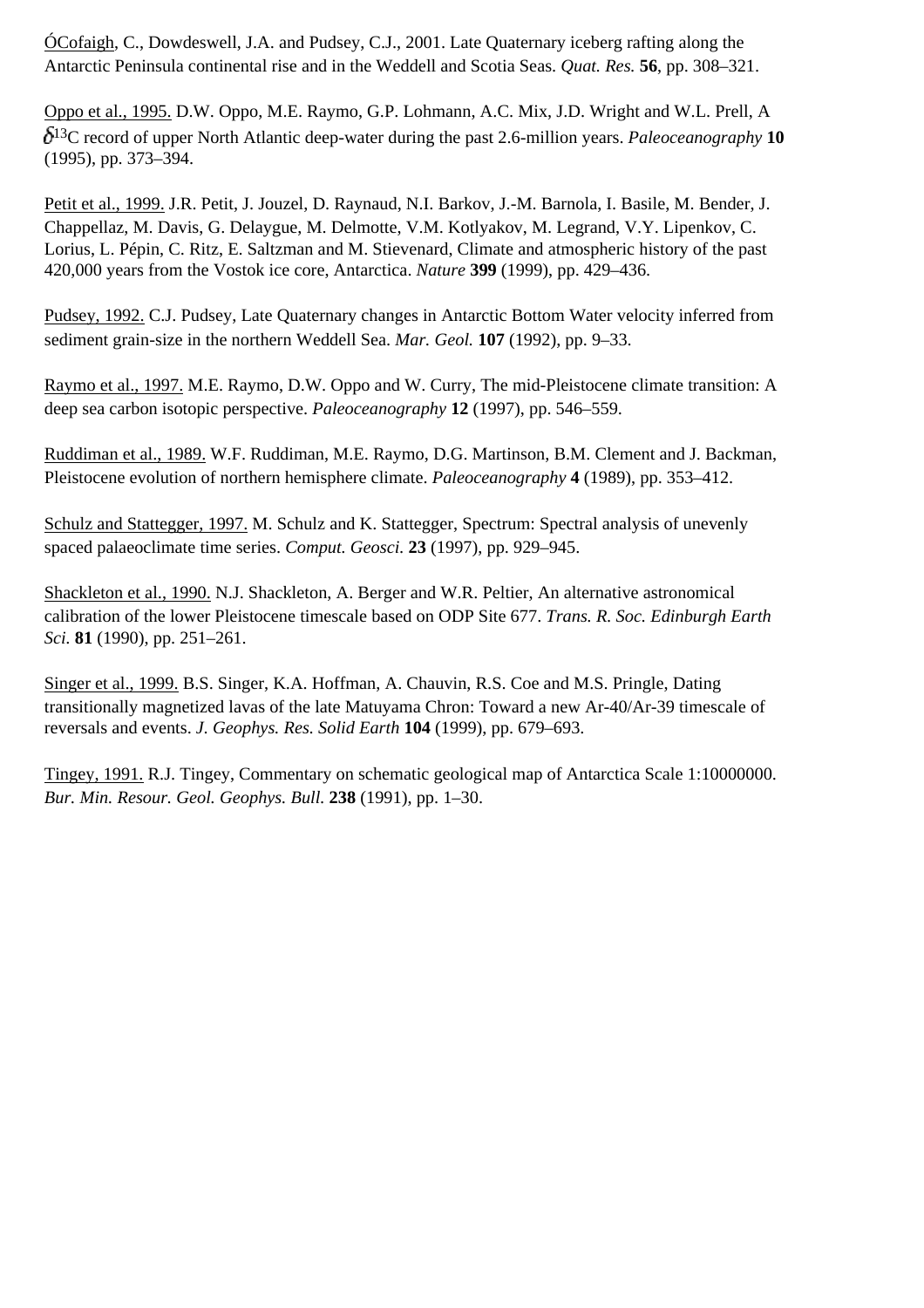ÓCofaigh, C., Dowdeswell, J.A. and Pudsey, C.J., 2001. Late Quaternary iceberg rafting along the Antarctic Peninsula continental rise and in the Weddell and Scotia Seas. *Quat. Res.* **56**, pp. 308–321.

Oppo et al., 1995. D.W. Oppo, M.E. Raymo, G.P. Lohmann, A.C. Mix, J.D. Wright and W.L. Prell, A $\delta^{13}$C record of upper North Atlantic deep-water during the past 2.6-million years. *Paleoceanography* **10** (1995), pp. 373–394.

Petit et al., 1999. J.R. Petit, J. Jouzel, D. Raynaud, N.I. Barkov, J.-M. Barnola, I. Basile, M. Bender, J. Chappellaz, M. Davis, G. Delaygue, M. Delmotte, V.M. Kotlyakov, M. Legrand, V.Y. Lipenkov, C. Lorius, L. Pépin, C. Ritz, E. Saltzman and M. Stievenard, Climate and atmospheric history of the past 420,000 years from the Vostok ice core, Antarctica. *Nature* **399** (1999), pp. 429–436.

Pudsey, 1992. C.J. Pudsey, Late Quaternary changes in Antarctic Bottom Water velocity inferred from sediment grain-size in the northern Weddell Sea. *Mar. Geol.* **107** (1992), pp. 9–33.

Raymo et al., 1997. M.E. Raymo, D.W. Oppo and W. Curry, The mid-Pleistocene climate transition: A deep sea carbon isotopic perspective. *Paleoceanography* **12** (1997), pp. 546–559.

Ruddiman et al., 1989. W.F. Ruddiman, M.E. Raymo, D.G. Martinson, B.M. Clement and J. Backman, Pleistocene evolution of northern hemisphere climate. *Paleoceanography* **4** (1989), pp. 353–412.

Schulz and Stattegger, 1997. M. Schulz and K. Stattegger, Spectrum: Spectral analysis of unevenly spaced palaeoclimate time series. *Comput. Geosci.* **23** (1997), pp. 929–945.

Shackleton et al., 1990. N.J. Shackleton, A. Berger and W.R. Peltier, An alternative astronomical calibration of the lower Pleistocene timescale based on ODP Site 677. *Trans. R. Soc. Edinburgh Earth Sci.* **81** (1990), pp. 251–261.

Singer et al., 1999. B.S. Singer, K.A. Hoffman, A. Chauvin, R.S. Coe and M.S. Pringle, Dating transitionally magnetized lavas of the late Matuyama Chron: Toward a new Ar-40/Ar-39 timescale of reversals and events. *J. Geophys. Res. Solid Earth* **104** (1999), pp. 679–693.

Tingey, 1991. R.J. Tingey, Commentary on schematic geological map of Antarctica Scale 1:10000000. *Bur. Min. Resour. Geol. Geophys. Bull.* **238** (1991), pp. 1–30.